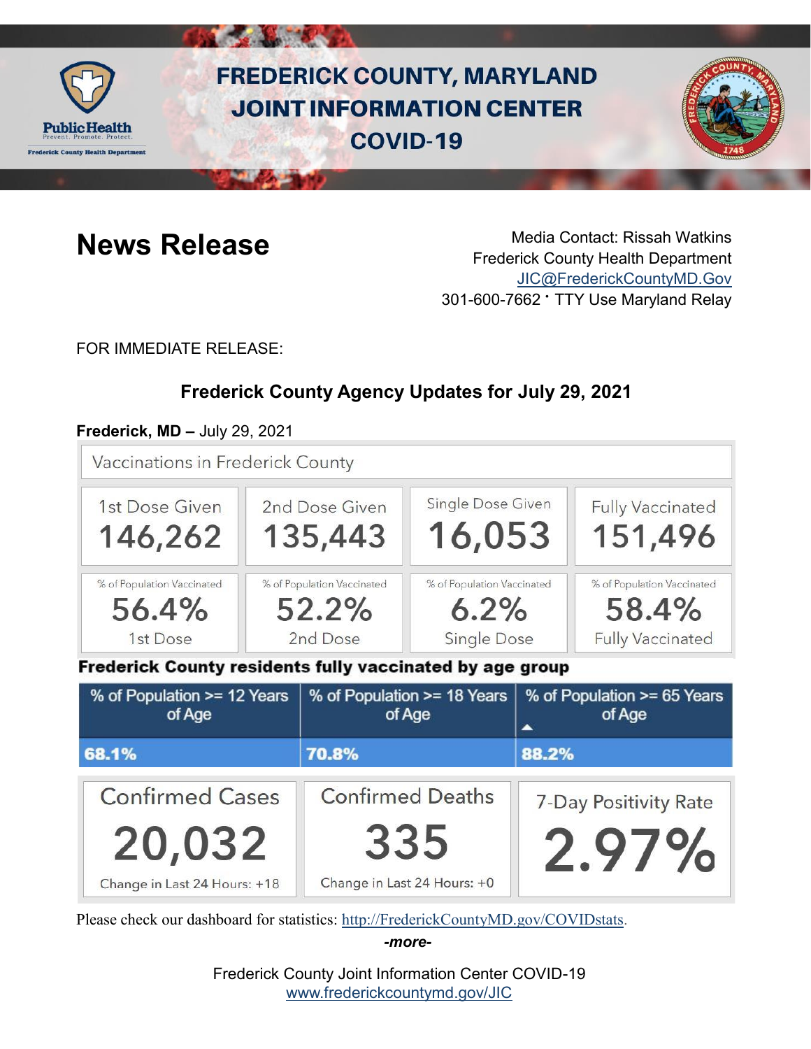# FREDERICK COUNTY, MARYLAND JOINT INFORMATION CENTER COVID-19

## News Release

Media Contact: Rissah Watkins
Frederick County Health Department
JIC@FrederickCountyMD.Gov
301-600-7662 · TTY Use Maryland Relay

FOR IMMEDIATE RELEASE:

### Frederick County Agency Updates for July 29, 2021

**Frederick, MD –** July 29, 2021

**Vaccinations in Frederick County**

| 1st Dose Given | 2nd Dose Given | Single Dose Given | Fully Vaccinated |
|---|---|---|---|
| 146,262 | 135,443 | 16,053 | 151,496 |
| % of Population Vaccinated 56.4% 1st Dose | % of Population Vaccinated 52.2% 2nd Dose | % of Population Vaccinated 6.2% Single Dose | % of Population Vaccinated 58.4% Fully Vaccinated |

**Frederick County residents fully vaccinated by age group**

| % of Population >= 12 Years of Age | % of Population >= 18 Years of Age | % of Population >= 65 Years of Age |
|---|---|---|
| 68.1% | 70.8% | 88.2% |

| Confirmed Cases | Confirmed Deaths | 7-Day Positivity Rate |
|---|---|---|
| 20,032 | 335 | 2.97% |
| Change in Last 24 Hours: +18 | Change in Last 24 Hours: +0 | |

Please check our dashboard for statistics: http://FrederickCountyMD.gov/COVIDstats.

*-more-*

Frederick County Joint Information Center COVID-19
www.frederickcountymd.gov/JIC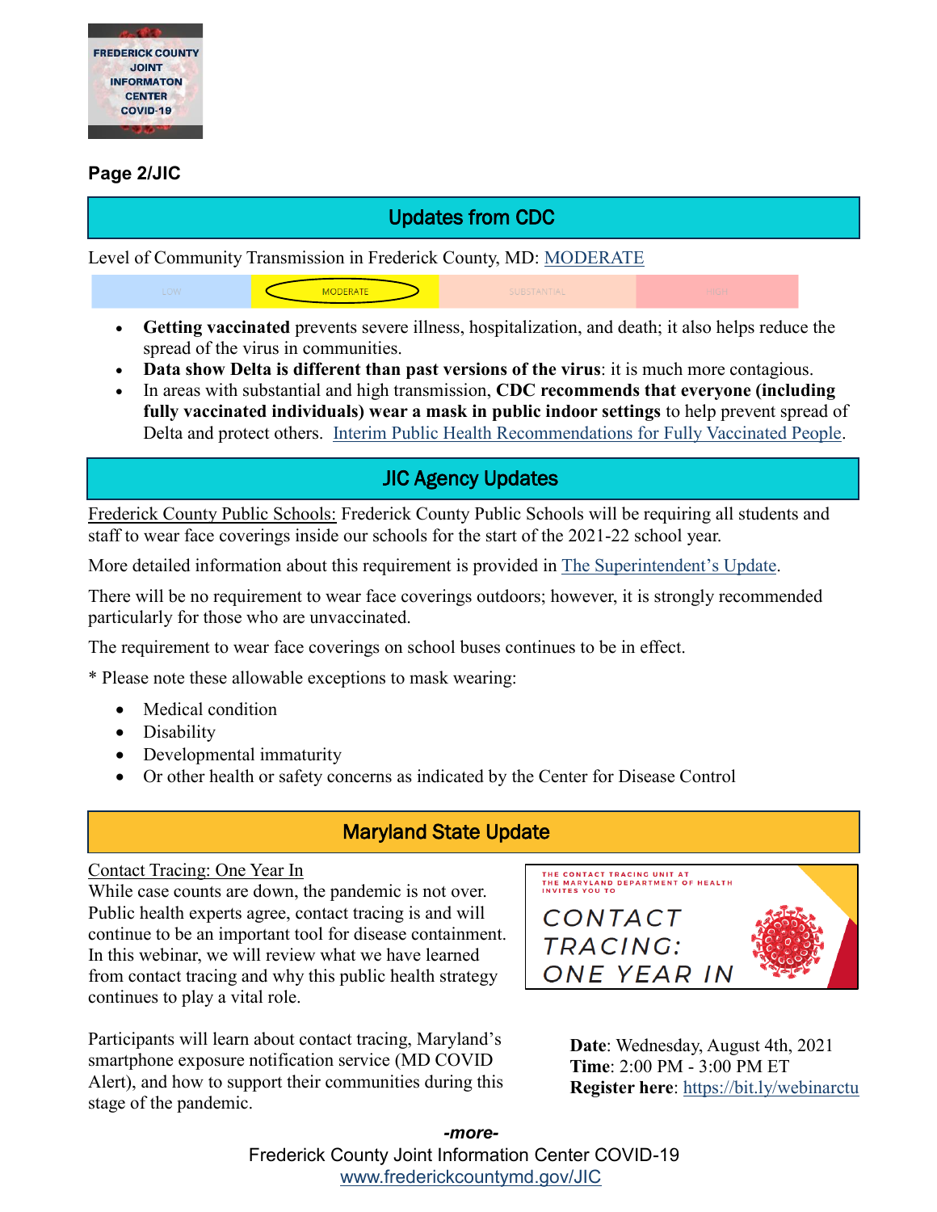**Page 2/JIC**

## Updates from CDC

Level of Community Transmission in Frederick County, MD: MODERATE

| LOW | MODERATE | SUBSTANTIAL | HIGH |
|---|---|---|---|

- **Getting vaccinated** prevents severe illness, hospitalization, and death; it also helps reduce the spread of the virus in communities.
- **Data show Delta is different than past versions of the virus**: it is much more contagious.
- In areas with substantial and high transmission, **CDC recommends that everyone (including fully vaccinated individuals) wear a mask in public indoor settings** to help prevent spread of Delta and protect others. Interim Public Health Recommendations for Fully Vaccinated People.

## JIC Agency Updates

Frederick County Public Schools: Frederick County Public Schools will be requiring all students and staff to wear face coverings inside our schools for the start of the 2021-22 school year.

More detailed information about this requirement is provided in The Superintendent's Update.

There will be no requirement to wear face coverings outdoors; however, it is strongly recommended particularly for those who are unvaccinated.

The requirement to wear face coverings on school buses continues to be in effect.

* Please note these allowable exceptions to mask wearing:

- Medical condition
- Disability
- Developmental immaturity
- Or other health or safety concerns as indicated by the Center for Disease Control

## Maryland State Update

Contact Tracing: One Year In

While case counts are down, the pandemic is not over. Public health experts agree, contact tracing is and will continue to be an important tool for disease containment. In this webinar, we will review what we have learned from contact tracing and why this public health strategy continues to play a vital role.

THE CONTACT TRACING UNIT AT THE MARYLAND DEPARTMENT OF HEALTH INVITES YOU TO

CONTACT TRACING: ONE YEAR IN

Participants will learn about contact tracing, Maryland's smartphone exposure notification service (MD COVID Alert), and how to support their communities during this stage of the pandemic.

**Date**: Wednesday, August 4th, 2021
**Time**: 2:00 PM - 3:00 PM ET
**Register here**: https://bit.ly/webinarctu

*-more-*

Frederick County Joint Information Center COVID-19
www.frederickcountymd.gov/JIC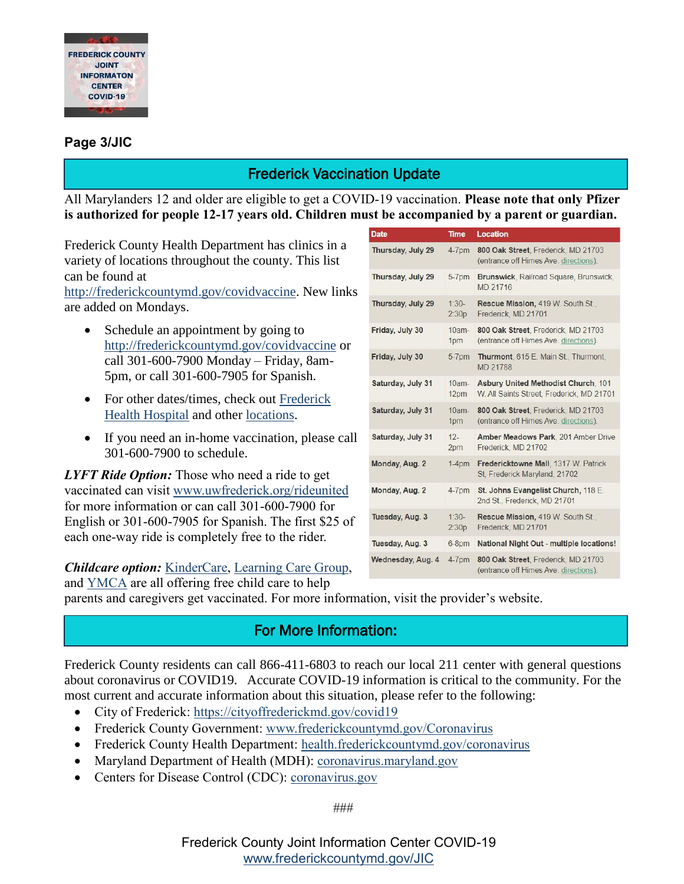**FREDERICK COUNTY JOINT INFORMATON CENTER COVID-19**

**Page 3/JIC**

## Frederick Vaccination Update

All Marylanders 12 and older are eligible to get a COVID-19 vaccination. **Please note that only Pfizer is authorized for people 12-17 years old. Children must be accompanied by a parent or guardian.**

Frederick County Health Department has clinics in a variety of locations throughout the county. This list can be found at http://frederickcountymd.gov/covidvaccine. New links are added on Mondays.

- Schedule an appointment by going to http://frederickcountymd.gov/covidvaccine or call 301-600-7900 Monday – Friday, 8am-5pm, or call 301-600-7905 for Spanish.
- For other dates/times, check out Frederick Health Hospital and other locations.
- If you need an in-home vaccination, please call 301-600-7900 to schedule.

| Date | Time | Location |
|---|---|---|
| Thursday, July 29 | 4-7pm | **800 Oak Street**, Frederick, MD 21703 (entrance off Himes Ave. directions). |
| Thursday, July 29 | 5-7pm | **Brunswick**, Railroad Square, Brunswick, MD 21716 |
| Thursday, July 29 | 1:30-2:30p | **Rescue Mission**, 419 W. South St., Frederick, MD 21701 |
| Friday, July 30 | 10am-1pm | **800 Oak Street**, Frederick, MD 21703 (entrance off Himes Ave. directions). |
| Friday, July 30 | 5-7pm | **Thurmont**, 615 E. Main St., Thurmont, MD 21788 |
| Saturday, July 31 | 10am-12pm | **Asbury United Methodist Church**, 101 W. All Saints Street, Frederick, MD 21701 |
| Saturday, July 31 | 10am-1pm | **800 Oak Street**, Frederick, MD 21703 (entrance off Himes Ave. directions). |
| Saturday, July 31 | 12-2pm | **Amber Meadows Park**, 201 Amber Drive Frederick, MD 21702 |
| Monday, Aug. 2 | 1-4pm | **Fredericktowne Mall**, 1317 W. Patrick St, Frederick Maryland, 21702 |
| Monday, Aug. 2 | 4-7pm | **St. Johns Evangelist Church,** 118 E. 2nd St., Frederick, MD 21701 |
| Tuesday, Aug. 3 | 1:30-2:30p | **Rescue Mission**, 419 W. South St., Frederick, MD 21701 |
| Tuesday, Aug. 3 | 6-8pm | **National Night Out - multiple locations!** |
| Wednesday, Aug. 4 | 4-7pm | **800 Oak Street**, Frederick, MD 21703 (entrance off Himes Ave. directions). |

***LYFT Ride Option:*** Those who need a ride to get vaccinated can visit www.uwfrederick.org/rideunited for more information or can call 301-600-7900 for English or 301-600-7905 for Spanish. The first $25 of each one-way ride is completely free to the rider.

***Childcare option:*** KinderCare, Learning Care Group, and YMCA are all offering free child care to help parents and caregivers get vaccinated. For more information, visit the provider's website.

## For More Information:

Frederick County residents can call 866-411-6803 to reach our local 211 center with general questions about coronavirus or COVID19. Accurate COVID-19 information is critical to the community. For the most current and accurate information about this situation, please refer to the following:

- City of Frederick: https://cityoffrederickmd.gov/covid19
- Frederick County Government: www.frederickcountymd.gov/Coronavirus
- Frederick County Health Department: health.frederickcountymd.gov/coronavirus
- Maryland Department of Health (MDH): coronavirus.maryland.gov
- Centers for Disease Control (CDC): coronavirus.gov

###

Frederick County Joint Information Center COVID-19
www.frederickcountymd.gov/JIC